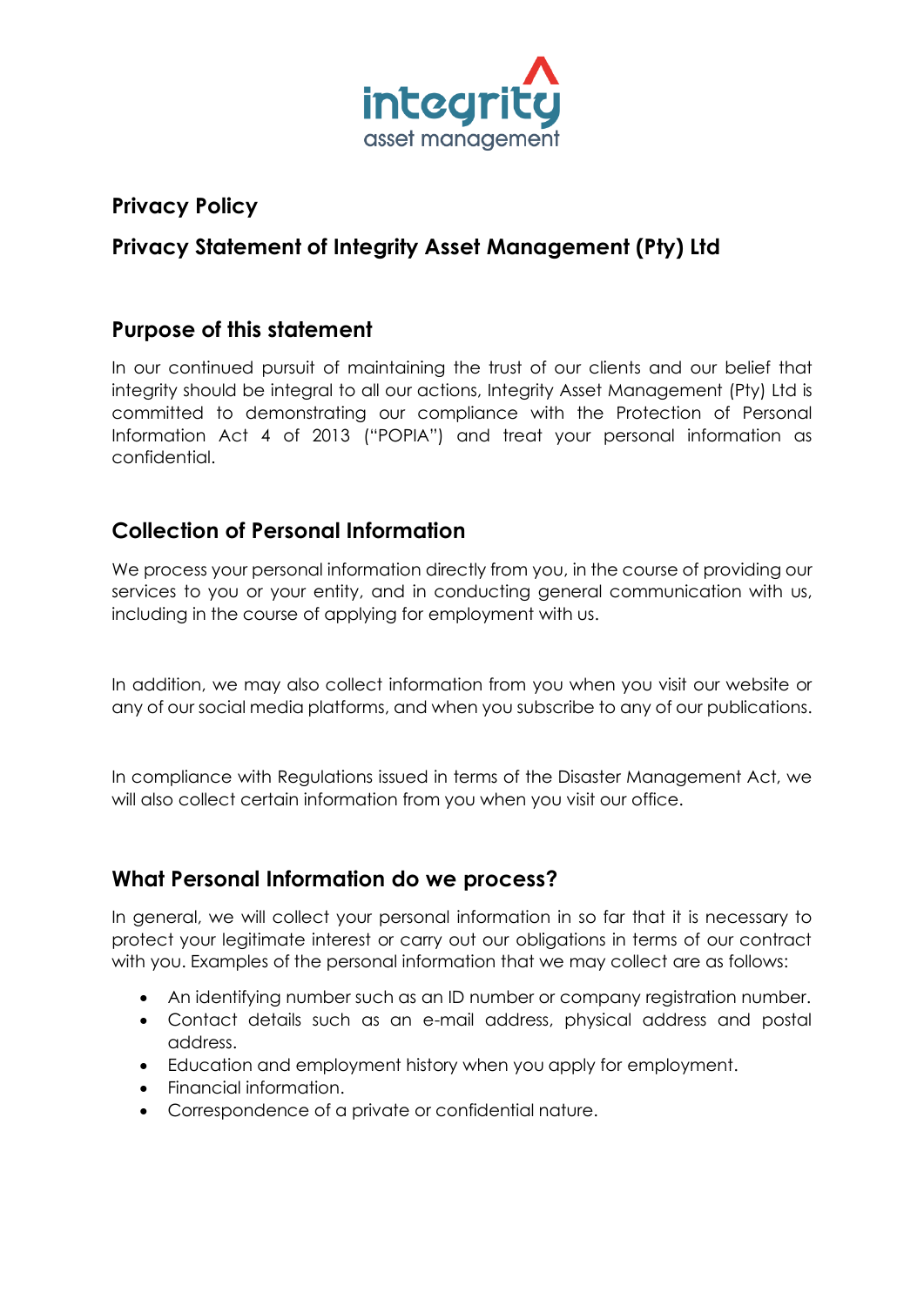# Privacy Policy

## Privacy Statement of Integrity Asset Management (Pty) Ltd

### Purpose of this statement

In our continued pursuit of maintaining the trust of our clients and our belief that integrity should be integral to all our actions, Integrity Asset Management (Pty) Ltd is committed to demonstrating our compliance with the Protection of Personal Information Act 4 of 2013 ("POPIA") and treat your personal information as confidential.

### Collection of Personal Information

We process your personal information directly from you, in the course of providing our services to you or your entity, and in conducting general communication with us, including in the course of applying for employment with us.

In addition, we may also collect information from you when you visit our website or any of our social media platforms, and when you subscribe to any of our publications.

In compliance with Regulations issued in terms of the Disaster Management Act, we will also collect certain information from you when you visit our office.

### What Personal Information do we process?

In general, we will collect your personal information in so far that it is necessary to protect your legitimate interest or carry out our obligations in terms of our contract with you. Examples of the personal information that we may collect are as follows:

- An identifying number such as an ID number or company registration number.
- Contact details such as an e-mail address, physical address and postal address.
- Education and employment history when you apply for employment.
- Financial information.
- Correspondence of a private or confidential nature.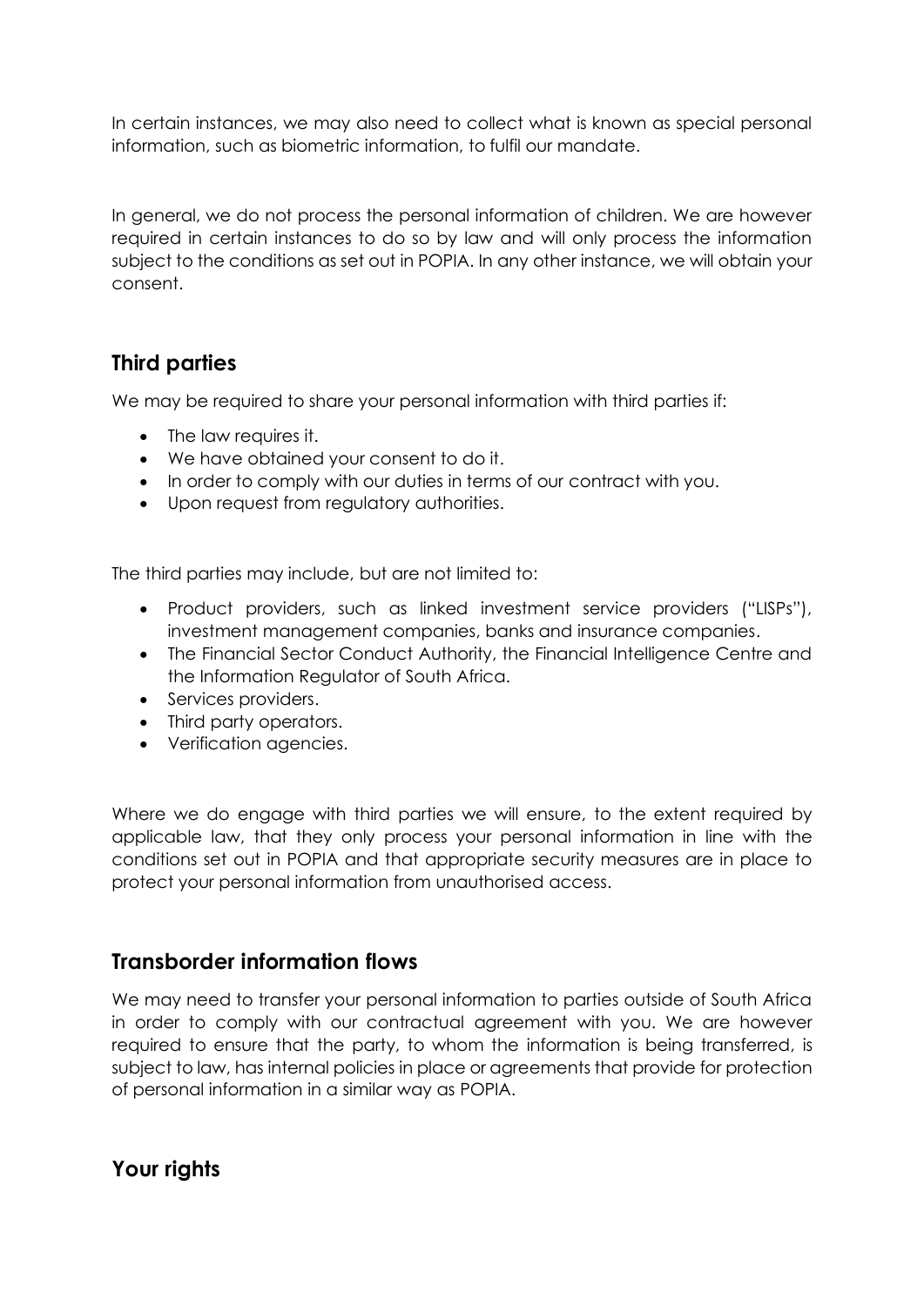In certain instances, we may also need to collect what is known as special personal information, such as biometric information, to fulfil our mandate.

In general, we do not process the personal information of children. We are however required in certain instances to do so by law and will only process the information subject to the conditions as set out in POPIA. In any other instance, we will obtain your consent.

## Third parties

We may be required to share your personal information with third parties if:

- The law requires it.
- We have obtained your consent to do it.
- In order to comply with our duties in terms of our contract with you.
- Upon request from regulatory authorities.

The third parties may include, but are not limited to:

- Product providers, such as linked investment service providers ("LISPs"), investment management companies, banks and insurance companies.
- The Financial Sector Conduct Authority, the Financial Intelligence Centre and the Information Regulator of South Africa.
- Services providers.
- Third party operators.
- Verification agencies.

Where we do engage with third parties we will ensure, to the extent required by applicable law, that they only process your personal information in line with the conditions set out in POPIA and that appropriate security measures are in place to protect your personal information from unauthorised access.

## Transborder information flows

We may need to transfer your personal information to parties outside of South Africa in order to comply with our contractual agreement with you. We are however required to ensure that the party, to whom the information is being transferred, is subject to law, has internal policies in place or agreements that provide for protection of personal information in a similar way as POPIA.

## Your rights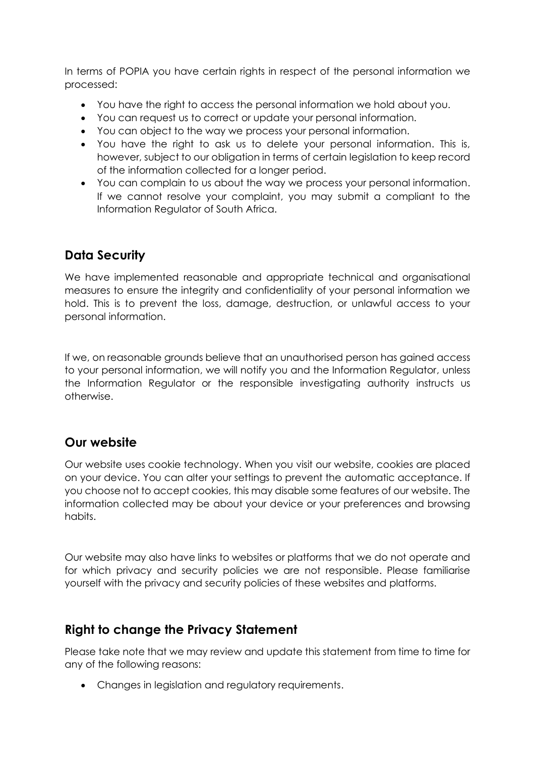In terms of POPIA you have certain rights in respect of the personal information we processed:

- You have the right to access the personal information we hold about you.
- You can request us to correct or update your personal information.
- You can object to the way we process your personal information.
- You have the right to ask us to delete your personal information. This is, however, subject to our obligation in terms of certain legislation to keep record of the information collected for a longer period.
- You can complain to us about the way we process your personal information. If we cannot resolve your complaint, you may submit a compliant to the Information Regulator of South Africa.

## Data Security

We have implemented reasonable and appropriate technical and organisational measures to ensure the integrity and confidentiality of your personal information we hold. This is to prevent the loss, damage, destruction, or unlawful access to your personal information.

If we, on reasonable grounds believe that an unauthorised person has gained access to your personal information, we will notify you and the Information Regulator, unless the Information Regulator or the responsible investigating authority instructs us otherwise.

## Our website

Our website uses cookie technology. When you visit our website, cookies are placed on your device. You can alter your settings to prevent the automatic acceptance. If you choose not to accept cookies, this may disable some features of our website. The information collected may be about your device or your preferences and browsing habits.

Our website may also have links to websites or platforms that we do not operate and for which privacy and security policies we are not responsible. Please familiarise yourself with the privacy and security policies of these websites and platforms.

## Right to change the Privacy Statement

Please take note that we may review and update this statement from time to time for any of the following reasons:

- Changes in legislation and regulatory requirements.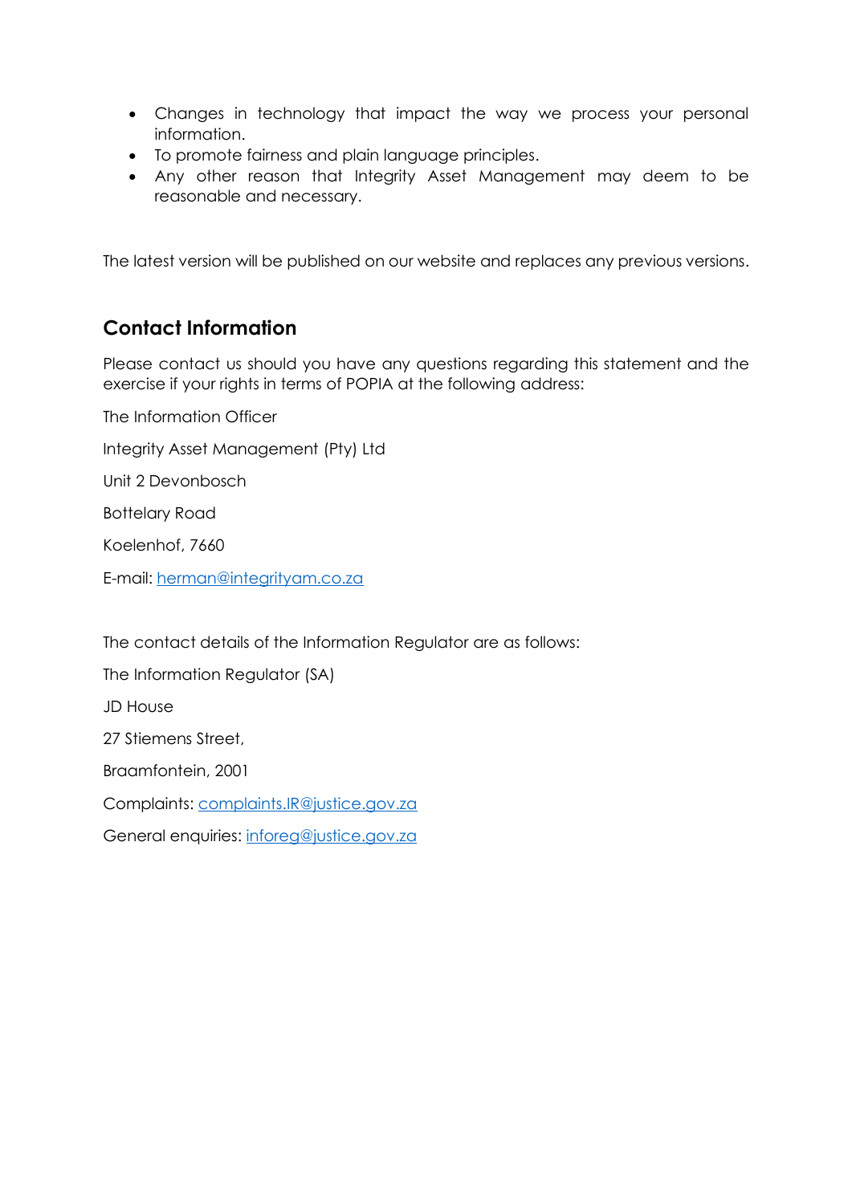- Changes in technology that impact the way we process your personal information.
- To promote fairness and plain language principles.
- Any other reason that Integrity Asset Management may deem to be reasonable and necessary.

The latest version will be published on our website and replaces any previous versions.

## Contact Information

Please contact us should you have any questions regarding this statement and the exercise if your rights in terms of POPIA at the following address:

The Information Officer

Integrity Asset Management (Pty) Ltd

Unit 2 Devonbosch

Bottelary Road

Koelenhof, 7660

E-mail: herman@integrityam.co.za

The contact details of the Information Regulator are as follows:

The Information Regulator (SA)

JD House

27 Stiemens Street,

Braamfontein, 2001

Complaints: complaints.IR@justice.gov.za

General enquiries: inforeg@justice.gov.za